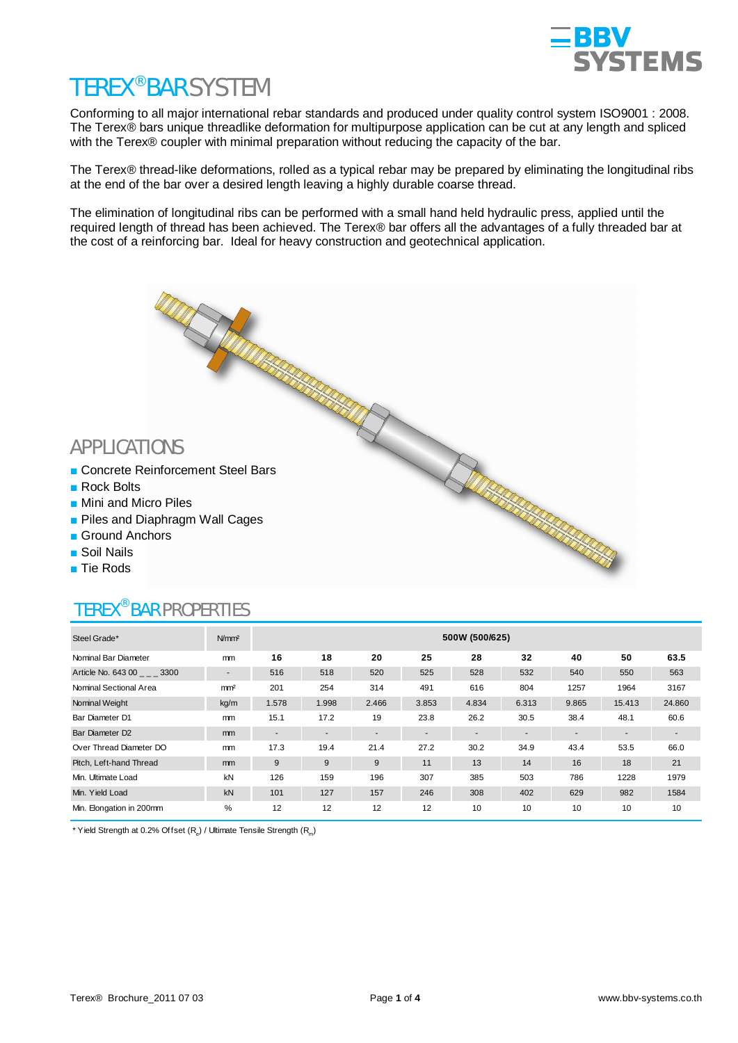# TEREX® BAR SYSTEM

Conforming to all major international rebar standards and produced under quality control system ISO9001 : 2008. The Terex® bars unique threadlike deformation for multipurpose application can be cut at any length and spliced with the Terex® coupler with minimal preparation without reducing the capacity of the bar.

The Terex® thread-like deformations, rolled as a typical rebar may be prepared by eliminating the longitudinal ribs at the end of the bar over a desired length leaving a highly durable coarse thread.

The elimination of longitudinal ribs can be performed with a small hand held hydraulic press, applied until the required length of thread has been achieved. The Terex® bar offers all the advantages of a fully threaded bar at the cost of a reinforcing bar. Ideal for heavy construction and geotechnical application.

## APPLICATIONS

- Concrete Reinforcement Steel Bars
- Rock Bolts
- Mini and Micro Piles
- Piles and Diaphragm Wall Cages
- Ground Anchors
- Soil Nails
- Tie Rods

## TEREX® BAR PROPERTIES

| Steel Grade* | N/mm² | 500W (500/625) | | | | | | | | |
|---|---|---|---|---|---|---|---|---|---|---|
| Nominal Bar Diameter | mm | **16** | **18** | **20** | **25** | **28** | **32** | **40** | **50** | **63.5** |
| Article No. 643 00 _ _ _ 3300 | - | 516 | 518 | 520 | 525 | 528 | 532 | 540 | 550 | 563 |
| Nominal Sectional Area | mm² | 201 | 254 | 314 | 491 | 616 | 804 | 1257 | 1964 | 3167 |
| Nominal Weight | kg/m | 1.578 | 1.998 | 2.466 | 3.853 | 4.834 | 6.313 | 9.865 | 15.413 | 24.860 |
| Bar Diameter D1 | mm | 15.1 | 17.2 | 19 | 23.8 | 26.2 | 30.5 | 38.4 | 48.1 | 60.6 |
| Bar Diameter D2 | mm | - | - | - | - | - | - | - | - | - |
| Over Thread Diameter DO | mm | 17.3 | 19.4 | 21.4 | 27.2 | 30.2 | 34.9 | 43.4 | 53.5 | 66.0 |
| Pitch, Left-hand Thread | mm | 9 | 9 | 9 | 11 | 13 | 14 | 16 | 18 | 21 |
| Min. Ultimate Load | kN | 126 | 159 | 196 | 307 | 385 | 503 | 786 | 1228 | 1979 |
| Min. Yield Load | kN | 101 | 127 | 157 | 246 | 308 | 402 | 629 | 982 | 1584 |
| Min. Elongation in 200mm | % | 12 | 12 | 12 | 12 | 10 | 10 | 10 | 10 | 10 |

\* Yield Strength at 0.2% Offset ($R_e$) / Ultimate Tensile Strength ($R_m$)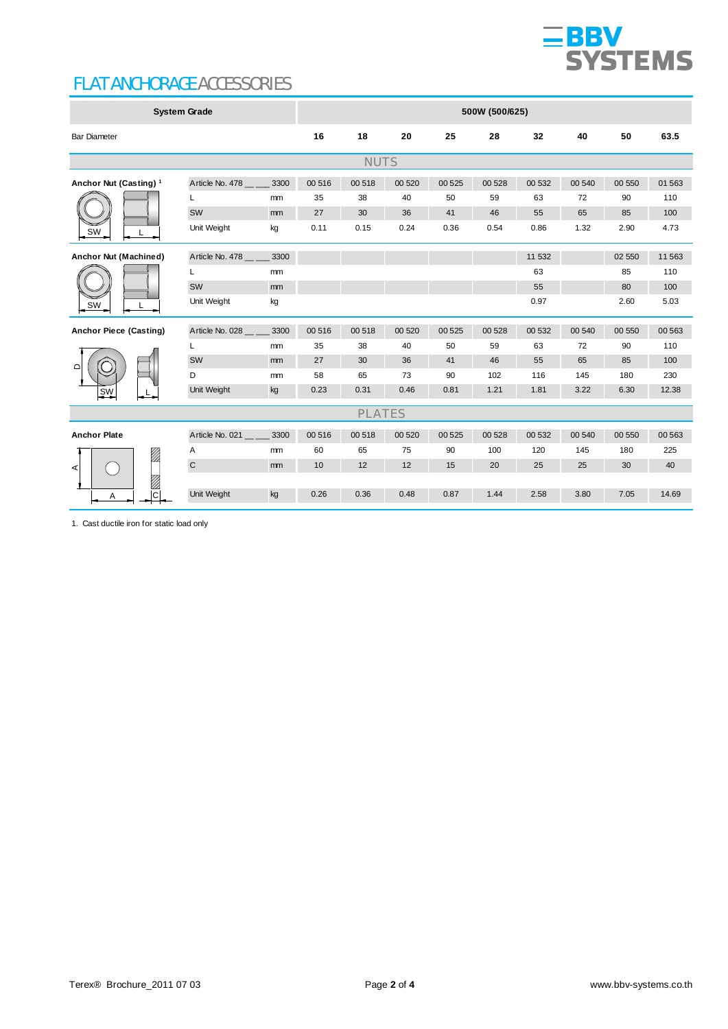# FLAT ANCHORAGE ACCESSORIES

| System Grade | | | 500W (500/625) | | | | | | | | |
|---|---|---|---|---|---|---|---|---|---|---|---|
| Bar Diameter | | | 16 | 18 | 20 | 25 | 28 | 32 | 40 | 50 | 63.5 |
| **NUTS** | | | | | | | | | | | |
| **Anchor Nut (Casting)** [1] | Article No. 478 ___ | 3300 | 00 516 | 00 518 | 00 520 | 00 525 | 00 528 | 00 532 | 00 540 | 00 550 | 01 563 |
| | L | mm | 35 | 38 | 40 | 50 | 59 | 63 | 72 | 90 | 110 |
| | SW | mm | 27 | 30 | 36 | 41 | 46 | 55 | 65 | 85 | 100 |
| | Unit Weight | kg | 0.11 | 0.15 | 0.24 | 0.36 | 0.54 | 0.86 | 1.32 | 2.90 | 4.73 |
| **Anchor Nut (Machined)** | Article No. 478 ___ | 3300 | | | | | | 11 532 | | 02 550 | 11 563 |
| | L | mm | | | | | | 63 | | 85 | 110 |
| | SW | mm | | | | | | 55 | | 80 | 100 |
| | Unit Weight | kg | | | | | | 0.97 | | 2.60 | 5.03 |
| **Anchor Piece (Casting)** | Article No. 028 ___ | 3300 | 00 516 | 00 518 | 00 520 | 00 525 | 00 528 | 00 532 | 00 540 | 00 550 | 00 563 |
| | L | mm | 35 | 38 | 40 | 50 | 59 | 63 | 72 | 90 | 110 |
| | SW | mm | 27 | 30 | 36 | 41 | 46 | 55 | 65 | 85 | 100 |
| | D | mm | 58 | 65 | 73 | 90 | 102 | 116 | 145 | 180 | 230 |
| | Unit Weight | kg | 0.23 | 0.31 | 0.46 | 0.81 | 1.21 | 1.81 | 3.22 | 6.30 | 12.38 |
| **PLATES** | | | | | | | | | | | |
| **Anchor Plate** | Article No. 021 ___ | 3300 | 00 516 | 00 518 | 00 520 | 00 525 | 00 528 | 00 532 | 00 540 | 00 550 | 00 563 |
| | A | mm | 60 | 65 | 75 | 90 | 100 | 120 | 145 | 180 | 225 |
| | C | mm | 10 | 12 | 12 | 15 | 20 | 25 | 25 | 30 | 40 |
| | Unit Weight | kg | 0.26 | 0.36 | 0.48 | 0.87 | 1.44 | 2.58 | 3.80 | 7.05 | 14.69 |

1. Cast ductile iron for static load only

Terex® Brochure_2011 07 03 www.bbv-systems.co.th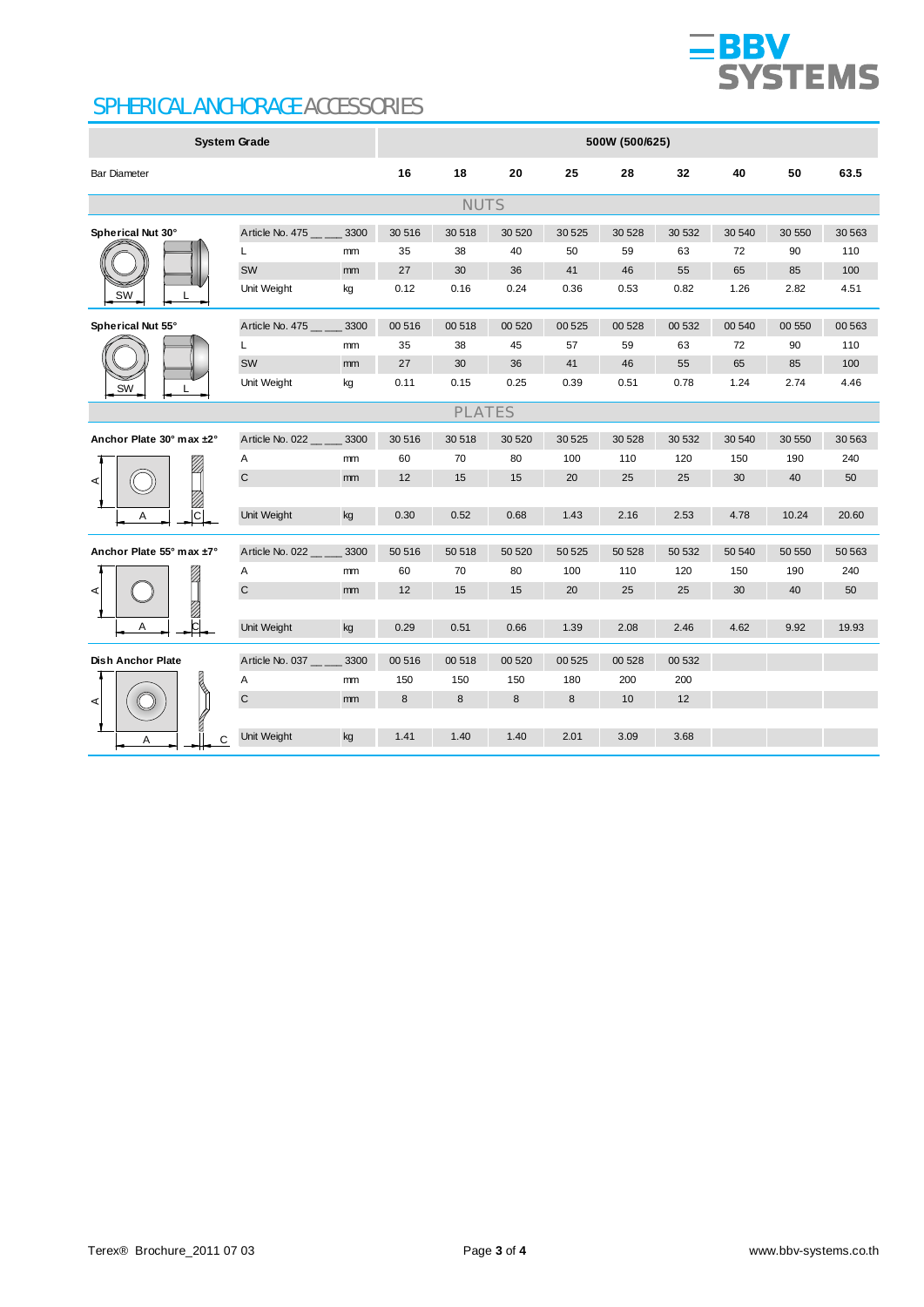# SPHERICAL ANCHORAGE ACCESSORIES

| System Grade | | | 500W (500/625) | | | | | | | | |
|---|---|---|---|---|---|---|---|---|---|---|---|
| Bar Diameter | | | 16 | 18 | 20 | 25 | 28 | 32 | 40 | 50 | 63.5 |
| **NUTS** | | | | | | | | | | | |
| **Spherical Nut 30°** | Article No. 475 ___ | 3300 | 30 516 | 30 518 | 30 520 | 30 525 | 30 528 | 30 532 | 30 540 | 30 550 | 30 563 |
| | L | mm | 35 | 38 | 40 | 50 | 59 | 63 | 72 | 90 | 110 |
| | SW | mm | 27 | 30 | 36 | 41 | 46 | 55 | 65 | 85 | 100 |
| | Unit Weight | kg | 0.12 | 0.16 | 0.24 | 0.36 | 0.53 | 0.82 | 1.26 | 2.82 | 4.51 |
| **Spherical Nut 55°** | Article No. 475 ___ | 3300 | 00 516 | 00 518 | 00 520 | 00 525 | 00 528 | 00 532 | 00 540 | 00 550 | 00 563 |
| | L | mm | 35 | 38 | 45 | 57 | 59 | 63 | 72 | 90 | 110 |
| | SW | mm | 27 | 30 | 36 | 41 | 46 | 55 | 65 | 85 | 100 |
| | Unit Weight | kg | 0.11 | 0.15 | 0.25 | 0.39 | 0.51 | 0.78 | 1.24 | 2.74 | 4.46 |
| **PLATES** | | | | | | | | | | | |
| **Anchor Plate 30° max ±2°** | Article No. 022 ___ | 3300 | 30 516 | 30 518 | 30 520 | 30 525 | 30 528 | 30 532 | 30 540 | 30 550 | 30 563 |
| | A | mm | 60 | 70 | 80 | 100 | 110 | 120 | 150 | 190 | 240 |
| | C | mm | 12 | 15 | 15 | 20 | 25 | 25 | 30 | 40 | 50 |
| | Unit Weight | kg | 0.30 | 0.52 | 0.68 | 1.43 | 2.16 | 2.53 | 4.78 | 10.24 | 20.60 |
| **Anchor Plate 55° max ±7°** | Article No. 022 ___ | 3300 | 50 516 | 50 518 | 50 520 | 50 525 | 50 528 | 50 532 | 50 540 | 50 550 | 50 563 |
| | A | mm | 60 | 70 | 80 | 100 | 110 | 120 | 150 | 190 | 240 |
| | C | mm | 12 | 15 | 15 | 20 | 25 | 25 | 30 | 40 | 50 |
| | Unit Weight | kg | 0.29 | 0.51 | 0.66 | 1.39 | 2.08 | 2.46 | 4.62 | 9.92 | 19.93 |
| **Dish Anchor Plate** | Article No. 037 ___ | 3300 | 00 516 | 00 518 | 00 520 | 00 525 | 00 528 | 00 532 | | | |
| | A | mm | 150 | 150 | 150 | 180 | 200 | 200 | | | |
| | C | mm | 8 | 8 | 8 | 8 | 10 | 12 | | | |
| | Unit Weight | kg | 1.41 | 1.40 | 1.40 | 2.01 | 3.09 | 3.68 | | | |

Terex® Brochure_2011 07 03

www.bbv-systems.co.th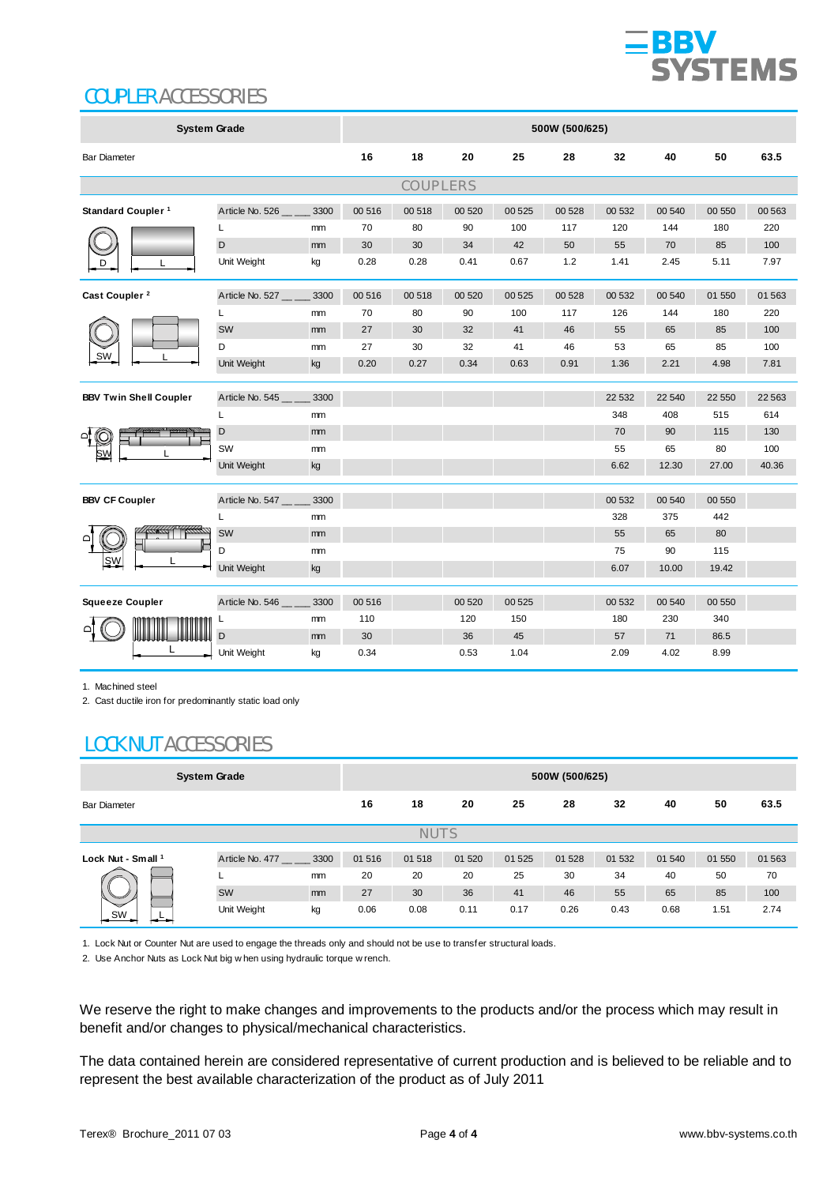## COUPLER ACCESSORIES

| System Grade | | | 500W (500/625) | | | | | | | | |
|---|---|---|---|---|---|---|---|---|---|---|---|
| Bar Diameter | | | 16 | 18 | 20 | 25 | 28 | 32 | 40 | 50 | 63.5 |
| COUPLERS | | | | | | | | | | | |
| **Standard Coupler** [1] | Article No. 526 ___ | 3300 | 00 516 | 00 518 | 00 520 | 00 525 | 00 528 | 00 532 | 00 540 | 00 550 | 00 563 |
| | L | mm | 70 | 80 | 90 | 100 | 117 | 120 | 144 | 180 | 220 |
| | D | mm | 30 | 30 | 34 | 42 | 50 | 55 | 70 | 85 | 100 |
| | Unit Weight | kg | 0.28 | 0.28 | 0.41 | 0.67 | 1.2 | 1.41 | 2.45 | 5.11 | 7.97 |
| **Cast Coupler** [2] | Article No. 527 ___ | 3300 | 00 516 | 00 518 | 00 520 | 00 525 | 00 528 | 00 532 | 00 540 | 01 550 | 01 563 |
| | L | mm | 70 | 80 | 90 | 100 | 117 | 126 | 144 | 180 | 220 |
| | SW | mm | 27 | 30 | 32 | 41 | 46 | 55 | 65 | 85 | 100 |
| | D | mm | 27 | 30 | 32 | 41 | 46 | 53 | 65 | 85 | 100 |
| | Unit Weight | kg | 0.20 | 0.27 | 0.34 | 0.63 | 0.91 | 1.36 | 2.21 | 4.98 | 7.81 |
| **BBV Twin Shell Coupler** | Article No. 545 ___ | 3300 | | | | | | 22 532 | 22 540 | 22 550 | 22 563 |
| | L | mm | | | | | | 348 | 408 | 515 | 614 |
| | D | mm | | | | | | 70 | 90 | 115 | 130 |
| | SW | mm | | | | | | 55 | 65 | 80 | 100 |
| | Unit Weight | kg | | | | | | 6.62 | 12.30 | 27.00 | 40.36 |
| **BBV CF Coupler** | Article No. 547 ___ | 3300 | | | | | | 00 532 | 00 540 | 00 550 | |
| | L | mm | | | | | | 328 | 375 | 442 | |
| | SW | mm | | | | | | 55 | 65 | 80 | |
| | D | mm | | | | | | 75 | 90 | 115 | |
| | Unit Weight | kg | | | | | | 6.07 | 10.00 | 19.42 | |
| **Squeeze Coupler** | Article No. 546 ___ | 3300 | 00 516 | | 00 520 | 00 525 | | 00 532 | 00 540 | 00 550 | |
| | L | mm | 110 | | 120 | 150 | | 180 | 230 | 340 | |
| | D | mm | 30 | | 36 | 45 | | 57 | 71 | 86.5 | |
| | Unit Weight | kg | 0.34 | | 0.53 | 1.04 | | 2.09 | 4.02 | 8.99 | |

1. Machined steel
2. Cast ductile iron for predominantly static load only

## LOCK NUT ACCESSORIES

| System Grade | | | 500W (500/625) | | | | | | | | |
|---|---|---|---|---|---|---|---|---|---|---|---|
| Bar Diameter | | | 16 | 18 | 20 | 25 | 28 | 32 | 40 | 50 | 63.5 |
| NUTS | | | | | | | | | | | |
| **Lock Nut - Small** [1] | Article No. 477 ___ | 3300 | 01 516 | 01 518 | 01 520 | 01 525 | 01 528 | 01 532 | 01 540 | 01 550 | 01 563 |
| | L | mm | 20 | 20 | 20 | 25 | 30 | 34 | 40 | 50 | 70 |
| | SW | mm | 27 | 30 | 36 | 41 | 46 | 55 | 65 | 85 | 100 |
| | Unit Weight | kg | 0.06 | 0.08 | 0.11 | 0.17 | 0.26 | 0.43 | 0.68 | 1.51 | 2.74 |

1. Lock Nut or Counter Nut are used to engage the threads only and should not be use to transfer structural loads.
2. Use Anchor Nuts as Lock Nut big when using hydraulic torque wrench.

We reserve the right to make changes and improvements to the products and/or the process which may result in benefit and/or changes to physical/mechanical characteristics.

The data contained herein are considered representative of current production and is believed to be reliable and to represent the best available characterization of the product as of July 2011